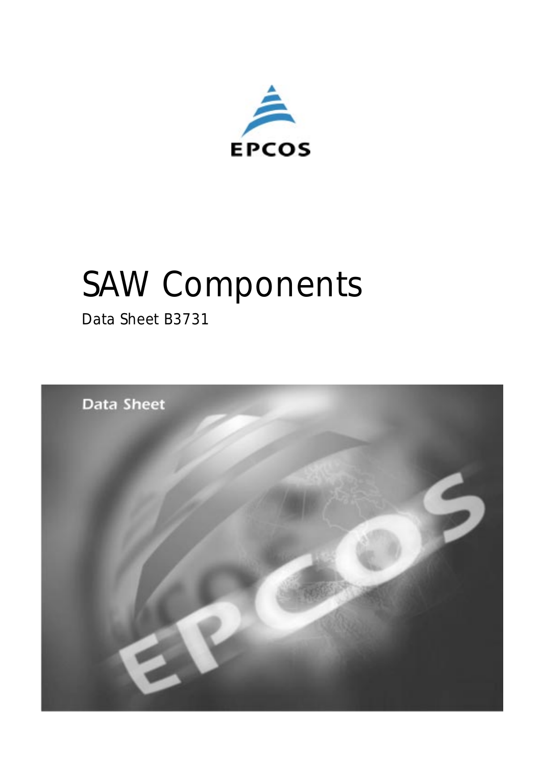EPCOS

# SAW Components

Data Sheet B3731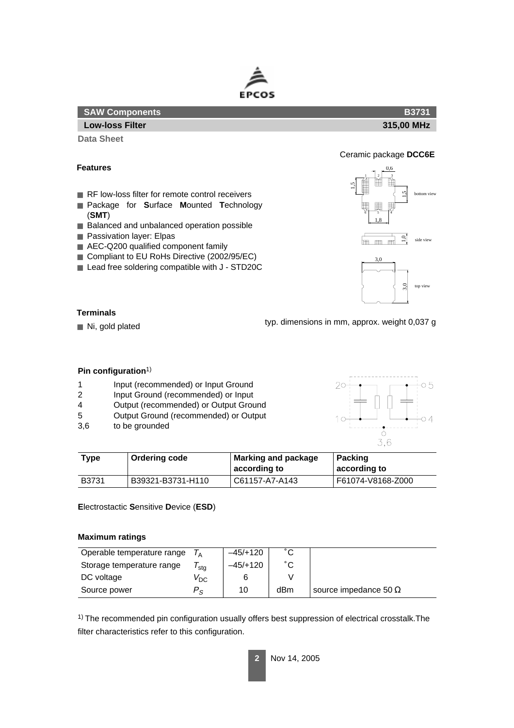**SAW Components** **B3731**

**Low-loss Filter** **315,00 MHz**

**Data Sheet**

Ceramic package **DCC6E**

#### Features

- RF low-loss filter for remote control receivers
- Package for **S**urface **M**ounted **T**echnology (**SMT**)
- Balanced and unbalanced operation possible
- Passivation layer: Elpas
- AEC-Q200 qualified component family
- Compliant to EU RoHs Directive (2002/95/EC)
- Lead free soldering compatible with J - STD20C

#### Terminals

- Ni, gold plated

typ. dimensions in mm, approx. weight 0,037 g

#### Pin configuration[1)]

| | |
|---|---|
| 1 | Input (recommended) or Input Ground |
| 2 | Input Ground (recommended) or Input |
| 4 | Output (recommended) or Output Ground |
| 5 | Output Ground (recommended) or Output |
| 3,6 | to be grounded |

| Type | Ordering code | Marking and package according to | Packing according to |
|---|---|---|---|
| B3731 | B39321-B3731-H110 | C61157-A7-A143 | F61074-V8168-Z000 |

**E**lectrostatic **S**ensitive **D**evice (**ESD**)

#### Maximum ratings

| | | | | |
|---|---|---|---|---|
| Operable temperature range | $T_A$ | –45/+120 | ˚C | |
| Storage temperature range | $T_{stg}$ | –45/+120 | ˚C | |
| DC voltage | $V_{DC}$ | 6 | V | |
| Source power | $P_S$ | 10 | dBm | source impedance 50 Ω |

[1)] The recommended pin configuration usually offers best suppression of electrical crosstalk.The filter characteristics refer to this configuration.

Nov 14, 2005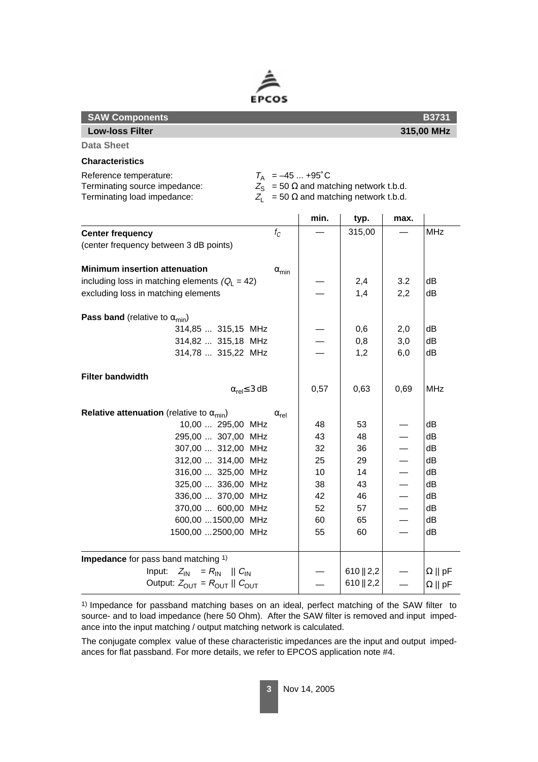EPCOS

**SAW Components** **B3731**

**Low-loss Filter** **315,00 MHz**

**Data Sheet**

### Characteristics

Reference temperature: $T_A$ = –45 ... +95˚C
Terminating source impedance: $Z_S$ = 50 Ω and matching network t.b.d.
Terminating load impedance: $Z_L$ = 50 Ω and matching network t.b.d.

| | | min. | typ. | max. | |
|---|---|---|---|---|---|
| **Center frequency** | $f_C$ | — | 315,00 | — | MHz |
| (center frequency between 3 dB points) | | | | | |
| **Minimum insertion attenuation** | $\alpha_{min}$ | | | | |
| including loss in matching elements ($Q_L$ = 42) | | — | 2,4 | 3.2 | dB |
| excluding loss in matching elements | | — | 1,4 | 2,2 | dB |
| **Pass band** (relative to $\alpha_{min}$) | | | | | |
| 314,85 ... 315,15 MHz | | — | 0,6 | 2,0 | dB |
| 314,82 ... 315,18 MHz | | — | 0,8 | 3,0 | dB |
| 314,78 ... 315,22 MHz | | — | 1,2 | 6,0 | dB |
| **Filter bandwidth** | | | | | |
| $\alpha_{rel} \leq 3$ dB | | 0,57 | 0,63 | 0,69 | MHz |
| **Relative attenuation** (relative to $\alpha_{min}$) | $\alpha_{rel}$ | | | | |
| 10,00 ... 295,00 MHz | | 48 | 53 | — | dB |
| 295,00 ... 307,00 MHz | | 43 | 48 | — | dB |
| 307,00 ... 312,00 MHz | | 32 | 36 | — | dB |
| 312,00 ... 314,00 MHz | | 25 | 29 | — | dB |
| 316,00 ... 325,00 MHz | | 10 | 14 | — | dB |
| 325,00 ... 336,00 MHz | | 38 | 43 | — | dB |
| 336,00 ... 370,00 MHz | | 42 | 46 | — | dB |
| 370,00 ... 600,00 MHz | | 52 | 57 | — | dB |
| 600,00 ...1500,00 MHz | | 60 | 65 | — | dB |
| 1500,00 ...2500,00 MHz | | 55 | 60 | — | dB |
| **Impedance** for pass band matching [1] | | | | | |
| Input: $Z_{IN} = R_{IN} \parallel C_{IN}$ | | — | 610 ‖ 2,2 | — | Ω ‖ pF |
| Output: $Z_{OUT} = R_{OUT} \parallel C_{OUT}$ | | — | 610 ‖ 2,2 | — | Ω ‖ pF |

[1] Impedance for passband matching bases on an ideal, perfect matching of the SAW filter to source- and to load impedance (here 50 Ohm). After the SAW filter is removed and input impedance into the input matching / output matching network is calculated.

The conjugate complex value of these characteristic impedances are the input and output impedances for flat passband. For more details, we refer to EPCOS application note #4.

Nov 14, 2005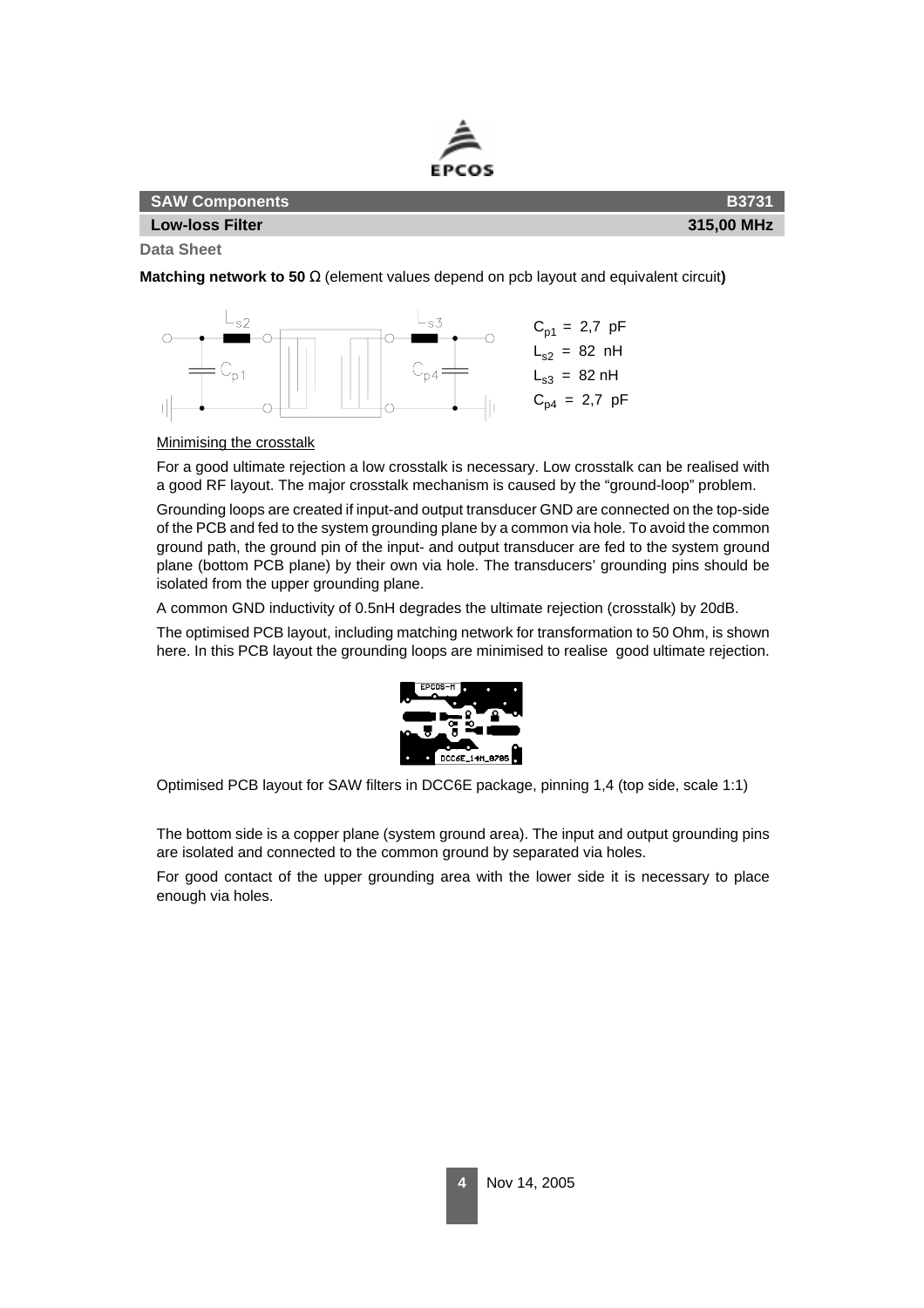**Matching network to 50 Ω** (element values depend on pcb layout and equivalent circuit**)**

$C_{p1}$ = 2,7 pF
$L_{s2}$ = 82 nH
$L_{s3}$ = 82 nH
$C_{p4}$ = 2,7 pF

Minimising the crosstalk

For a good ultimate rejection a low crosstalk is necessary. Low crosstalk can be realised with a good RF layout. The major crosstalk mechanism is caused by the "ground-loop" problem.

Grounding loops are created if input-and output transducer GND are connected on the top-side of the PCB and fed to the system grounding plane by a common via hole. To avoid the common ground path, the ground pin of the input- and output transducer are fed to the system ground plane (bottom PCB plane) by their own via hole. The transducers' grounding pins should be isolated from the upper grounding plane.

A common GND inductivity of 0.5nH degrades the ultimate rejection (crosstalk) by 20dB.

The optimised PCB layout, including matching network for transformation to 50 Ohm, is shown here. In this PCB layout the grounding loops are minimised to realise good ultimate rejection.

Optimised PCB layout for SAW filters in DCC6E package, pinning 1,4 (top side, scale 1:1)

The bottom side is a copper plane (system ground area). The input and output grounding pins are isolated and connected to the common ground by separated via holes.

For good contact of the upper grounding area with the lower side it is necessary to place enough via holes.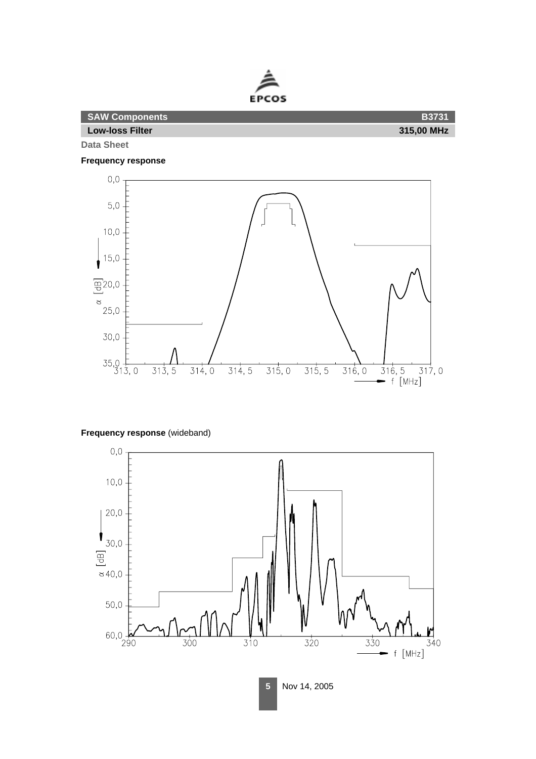**SAW Components** | **B3731**

**Low-loss Filter** | **315,00 MHz**

**Data Sheet**

**Frequency response**

**Frequency response** (wideband)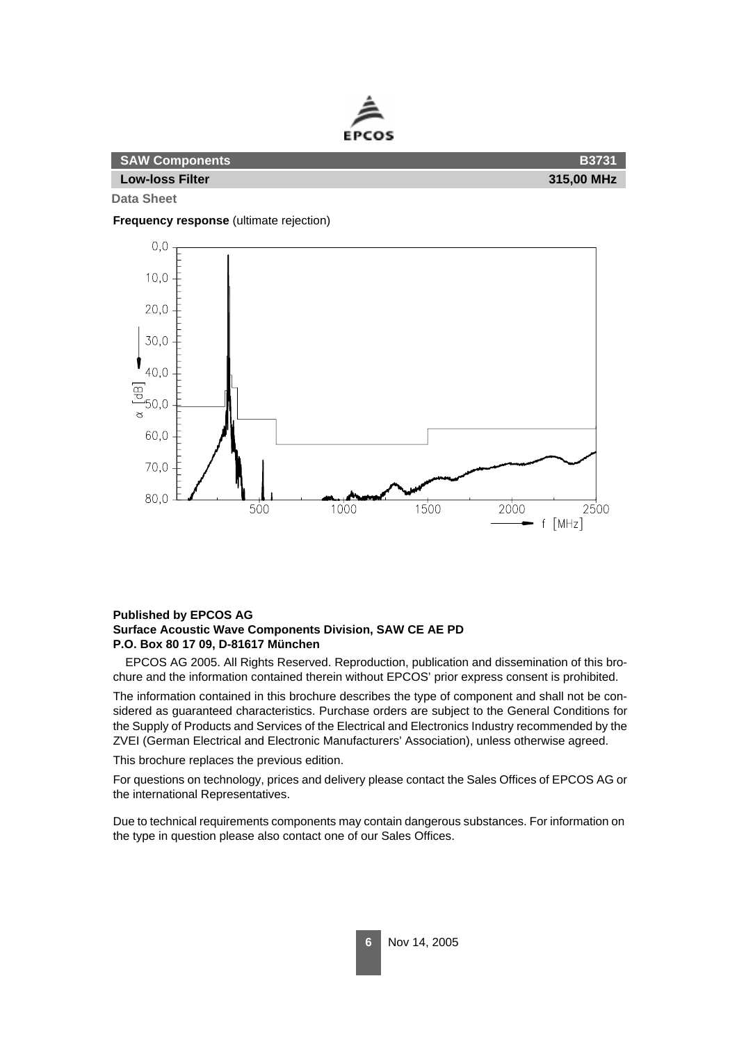**SAW Components** **B3731**

**Low-loss Filter** **315,00 MHz**

**Data Sheet**

**Frequency response** (ultimate rejection)

0,0
10,0
20,0
30,0
40,0
50,0
60,0
70,0
80,0
α [dB]
500
1000
1500
2000
2500
f [MHz]

**Published by EPCOS AG**
**Surface Acoustic Wave Components Division, SAW CE AE PD**
**P.O. Box 80 17 09, D-81617 München**

EPCOS AG 2005. All Rights Reserved. Reproduction, publication and dissemination of this brochure and the information contained therein without EPCOS' prior express consent is prohibited.

The information contained in this brochure describes the type of component and shall not be considered as guaranteed characteristics. Purchase orders are subject to the General Conditions for the Supply of Products and Services of the Electrical and Electronics Industry recommended by the ZVEI (German Electrical and Electronic Manufacturers' Association), unless otherwise agreed.

This brochure replaces the previous edition.

For questions on technology, prices and delivery please contact the Sales Offices of EPCOS AG or the international Representatives.

Due to technical requirements components may contain dangerous substances. For information on the type in question please also contact one of our Sales Offices.

Nov 14, 2005